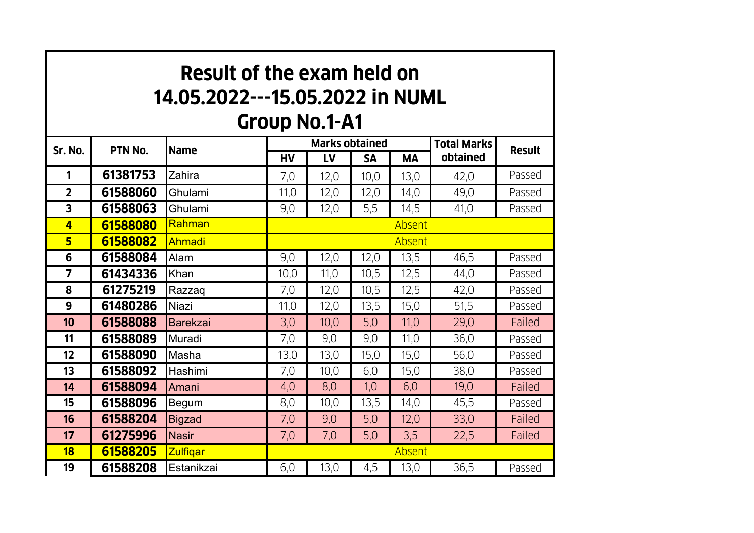# Result of the exam held on 14.05.2022---15.05.2022 in NUML

## Group No.1-A1

| Sr. No. | PTN No. | Name | Marks obtained | | | | Total Marks obtained | Result |
|---|---|---|---|---|---|---|---|---|
| | | | HV | LV | SA | MA | | |
| 1 | 61381753 | Zahira | 7,0 | 12,0 | 10,0 | 13,0 | 42,0 | Passed |
| 2 | 61588060 | Ghulami | 11,0 | 12,0 | 12,0 | 14,0 | 49,0 | Passed |
| 3 | 61588063 | Ghulami | 9,0 | 12,0 | 5,5 | 14,5 | 41,0 | Passed |
| 4 | 61588080 | Rahman | Absent | | | | | |
| 5 | 61588082 | Ahmadi | Absent | | | | | |
| 6 | 61588084 | Alam | 9,0 | 12,0 | 12,0 | 13,5 | 46,5 | Passed |
| 7 | 61434336 | Khan | 10,0 | 11,0 | 10,5 | 12,5 | 44,0 | Passed |
| 8 | 61275219 | Razzaq | 7,0 | 12,0 | 10,5 | 12,5 | 42,0 | Passed |
| 9 | 61480286 | Niazi | 11,0 | 12,0 | 13,5 | 15,0 | 51,5 | Passed |
| 10 | 61588088 | Barekzai | 3,0 | 10,0 | 5,0 | 11,0 | 29,0 | Failed |
| 11 | 61588089 | Muradi | 7,0 | 9,0 | 9,0 | 11,0 | 36,0 | Passed |
| 12 | 61588090 | Masha | 13,0 | 13,0 | 15,0 | 15,0 | 56,0 | Passed |
| 13 | 61588092 | Hashimi | 7,0 | 10,0 | 6,0 | 15,0 | 38,0 | Passed |
| 14 | 61588094 | Amani | 4,0 | 8,0 | 1,0 | 6,0 | 19,0 | Failed |
| 15 | 61588096 | Begum | 8,0 | 10,0 | 13,5 | 14,0 | 45,5 | Passed |
| 16 | 61588204 | Bigzad | 7,0 | 9,0 | 5,0 | 12,0 | 33,0 | Failed |
| 17 | 61275996 | Nasir | 7,0 | 7,0 | 5,0 | 3,5 | 22,5 | Failed |
| 18 | 61588205 | Zulfiqar | Absent | | | | | |
| 19 | 61588208 | Estanikzai | 6,0 | 13,0 | 4,5 | 13,0 | 36,5 | Passed |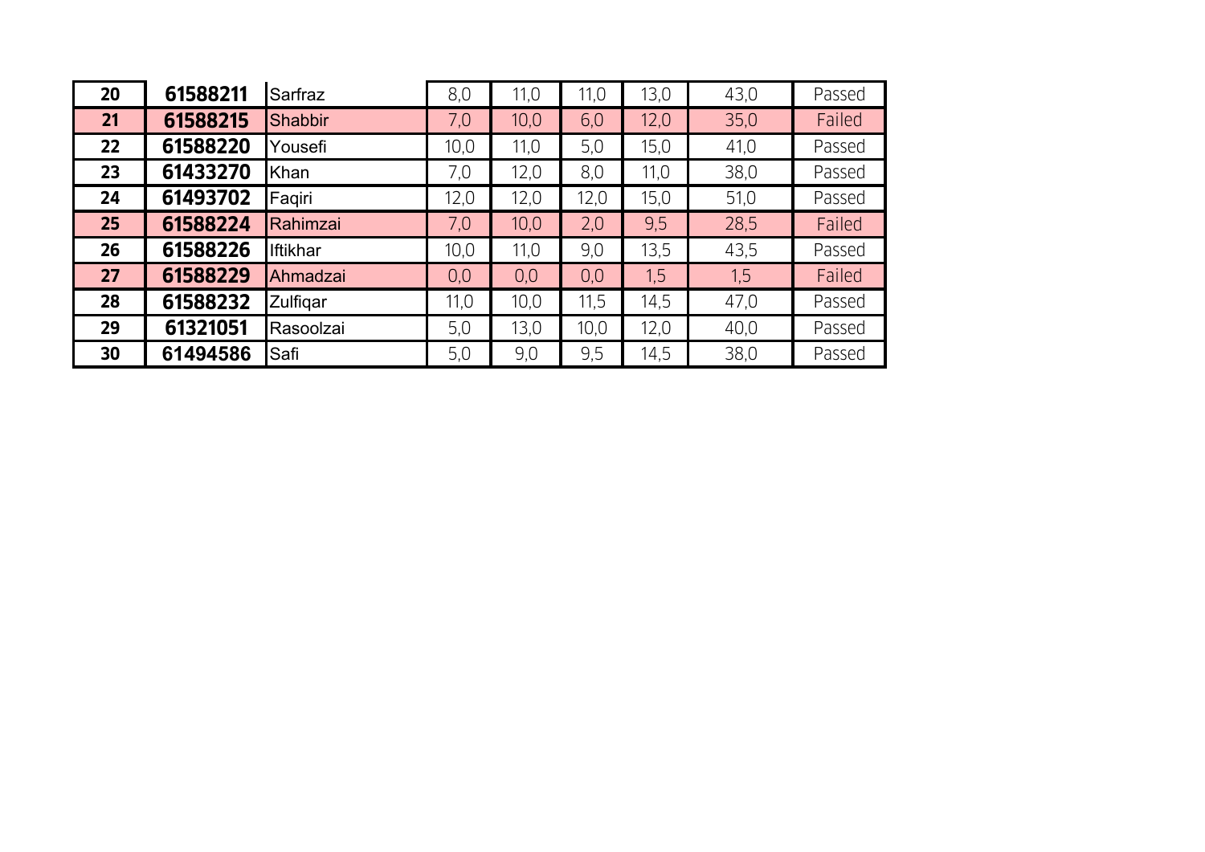| | | | | | | | | |
|---|---|---|---|---|---|---|---|---|
| **20** | **61588211** | Sarfraz | 8,0 | 11,0 | 11,0 | 13,0 | 43,0 | Passed |
| **21** | **61588215** | Shabbir | 7,0 | 10,0 | 6,0 | 12,0 | 35,0 | Failed |
| **22** | **61588220** | Yousefi | 10,0 | 11,0 | 5,0 | 15,0 | 41,0 | Passed |
| **23** | **61433270** | Khan | 7,0 | 12,0 | 8,0 | 11,0 | 38,0 | Passed |
| **24** | **61493702** | Faqiri | 12,0 | 12,0 | 12,0 | 15,0 | 51,0 | Passed |
| **25** | **61588224** | Rahimzai | 7,0 | 10,0 | 2,0 | 9,5 | 28,5 | Failed |
| **26** | **61588226** | Iftikhar | 10,0 | 11,0 | 9,0 | 13,5 | 43,5 | Passed |
| **27** | **61588229** | Ahmadzai | 0,0 | 0,0 | 0,0 | 1,5 | 1,5 | Failed |
| **28** | **61588232** | Zulfiqar | 11,0 | 10,0 | 11,5 | 14,5 | 47,0 | Passed |
| **29** | **61321051** | Rasoolzai | 5,0 | 13,0 | 10,0 | 12,0 | 40,0 | Passed |
| **30** | **61494586** | Safi | 5,0 | 9,0 | 9,5 | 14,5 | 38,0 | Passed |